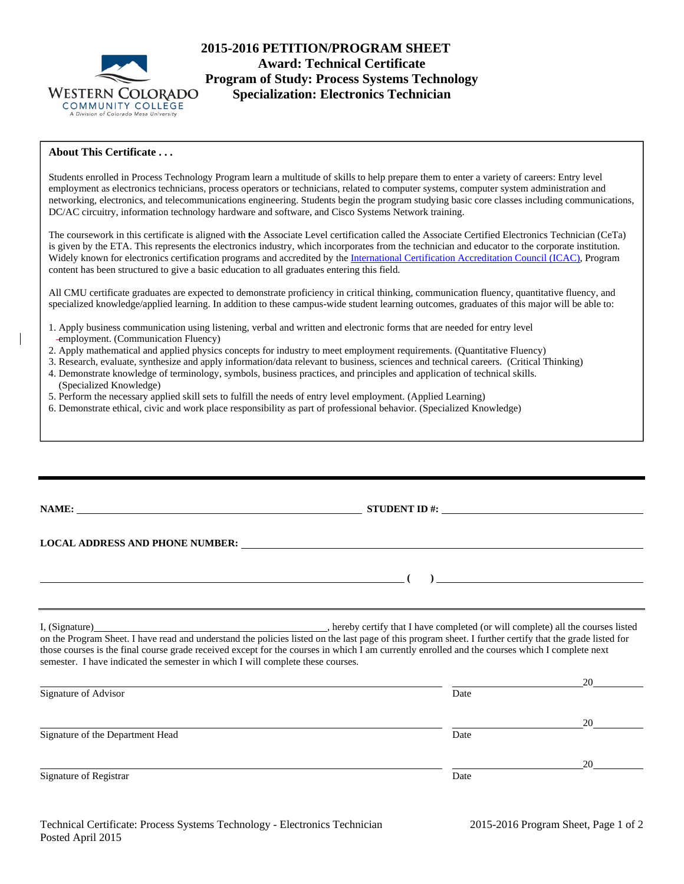# 2015-2016 PETITION/PROGRAM SHEET
## Award: Technical Certificate
## Program of Study: Process Systems Technology
## Specialization: Electronics Technician

WESTERN COLORADO COMMUNITY COLLEGE
A Division of Colorado Mesa University

**About This Certificate . . .**

Students enrolled in Process Technology Program learn a multitude of skills to help prepare them to enter a variety of careers: Entry level employment as electronics technicians, process operators or technicians, related to computer systems, computer system administration and networking, electronics, and telecommunications engineering. Students begin the program studying basic core classes including communications, DC/AC circuitry, information technology hardware and software, and Cisco Systems Network training.

The coursework in this certificate is aligned with the Associate Level certification called the Associate Certified Electronics Technician (CeTa) is given by the ETA. This represents the electronics industry, which incorporates from the technician and educator to the corporate institution. Widely known for electronics certification programs and accredited by the International Certification Accreditation Council (ICAC), Program content has been structured to give a basic education to all graduates entering this field.

All CMU certificate graduates are expected to demonstrate proficiency in critical thinking, communication fluency, quantitative fluency, and specialized knowledge/applied learning. In addition to these campus-wide student learning outcomes, graduates of this major will be able to:

1. Apply business communication using listening, verbal and written and electronic forms that are needed for entry level employment. (Communication Fluency)
2. Apply mathematical and applied physics concepts for industry to meet employment requirements. (Quantitative Fluency)
3. Research, evaluate, synthesize and apply information/data relevant to business, sciences and technical careers. (Critical Thinking)
4. Demonstrate knowledge of terminology, symbols, business practices, and principles and application of technical skills. (Specialized Knowledge)
5. Perform the necessary applied skill sets to fulfill the needs of entry level employment. (Applied Learning)
6. Demonstrate ethical, civic and work place responsibility as part of professional behavior. (Specialized Knowledge)

---

**NAME:** ______________________ **STUDENT ID #:** ______________________

**LOCAL ADDRESS AND PHONE NUMBER:** ______________________

______________________ **(    )** ______________________

---

I, (Signature)______________________, hereby certify that I have completed (or will complete) all the courses listed on the Program Sheet. I have read and understand the policies listed on the last page of this program sheet. I further certify that the grade listed for those courses is the final course grade received except for the courses in which I am currently enrolled and the courses which I complete next semester. I have indicated the semester in which I will complete these courses.

______________________ Signature of Advisor &nbsp;&nbsp;&nbsp; ______________ Date &nbsp; 20____

______________________ Signature of the Department Head &nbsp;&nbsp;&nbsp; ______________ Date &nbsp; 20____

______________________ Signature of Registrar &nbsp;&nbsp;&nbsp; ______________ Date &nbsp; 20____

Technical Certificate: Process Systems Technology - Electronics Technician
Posted April 2015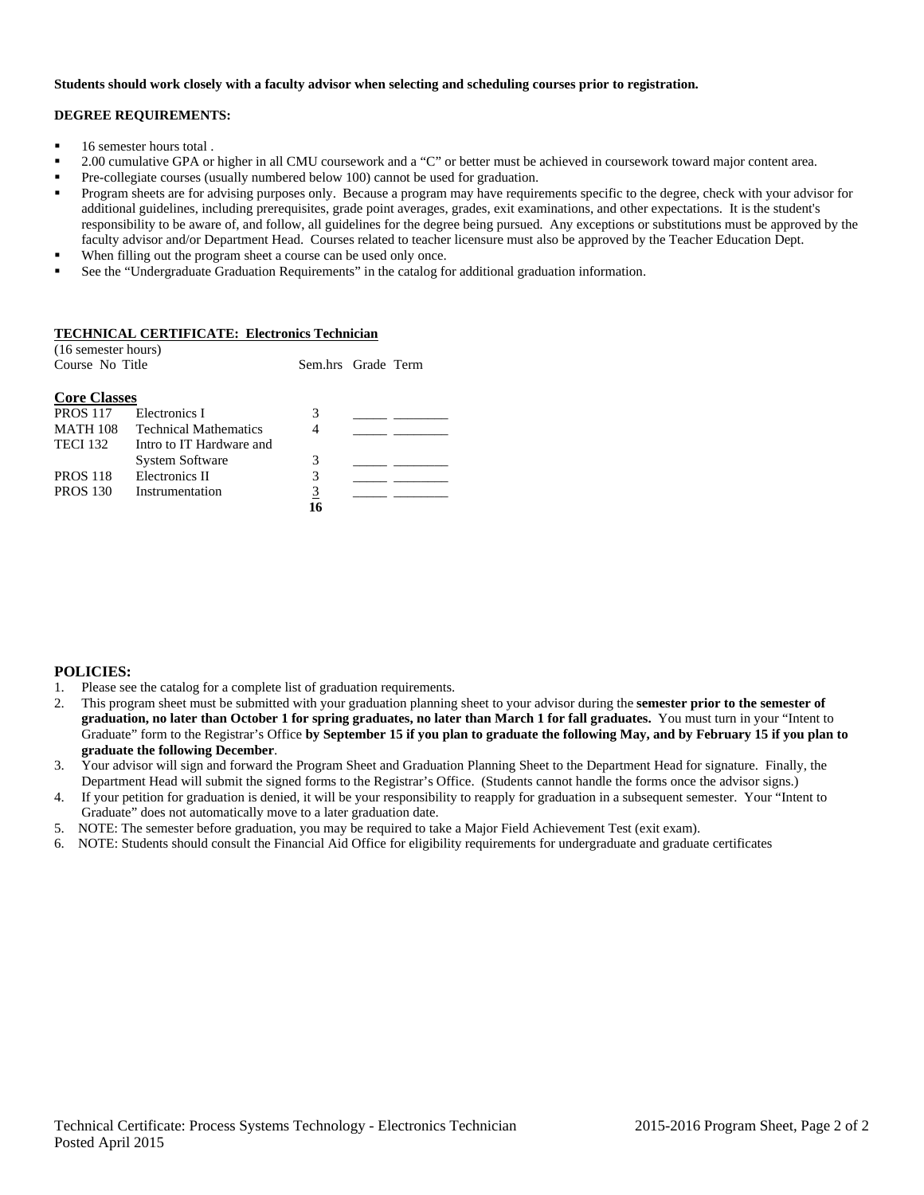**Students should work closely with a faculty advisor when selecting and scheduling courses prior to registration.**

**DEGREE REQUIREMENTS:**

- 16 semester hours total .
- 2.00 cumulative GPA or higher in all CMU coursework and a "C" or better must be achieved in coursework toward major content area.
- Pre-collegiate courses (usually numbered below 100) cannot be used for graduation.
- Program sheets are for advising purposes only. Because a program may have requirements specific to the degree, check with your advisor for additional guidelines, including prerequisites, grade point averages, grades, exit examinations, and other expectations. It is the student's responsibility to be aware of, and follow, all guidelines for the degree being pursued. Any exceptions or substitutions must be approved by the faculty advisor and/or Department Head. Courses related to teacher licensure must also be approved by the Teacher Education Dept.
- When filling out the program sheet a course can be used only once.
- See the "Undergraduate Graduation Requirements" in the catalog for additional graduation information.

**TECHNICAL CERTIFICATE: Electronics Technician**

(16 semester hours)

| Course No | Title | Sem.hrs | Grade | Term |
|---|---|---|---|---|
| **Core Classes** | | | | |
| PROS 117 | Electronics I | 3 | _____ | ________ |
| MATH 108 | Technical Mathematics | 4 | _____ | ________ |
| TECI 132 | Intro to IT Hardware and System Software | 3 | _____ | ________ |
| PROS 118 | Electronics II | 3 | _____ | ________ |
| PROS 130 | Instrumentation | 3 | _____ | ________ |
| | | **16** | | |

**POLICIES:**

1. Please see the catalog for a complete list of graduation requirements.
2. This program sheet must be submitted with your graduation planning sheet to your advisor during the **semester prior to the semester of graduation, no later than October 1 for spring graduates, no later than March 1 for fall graduates.** You must turn in your "Intent to Graduate" form to the Registrar's Office **by September 15 if you plan to graduate the following May, and by February 15 if you plan to graduate the following December**.
3. Your advisor will sign and forward the Program Sheet and Graduation Planning Sheet to the Department Head for signature. Finally, the Department Head will submit the signed forms to the Registrar's Office. (Students cannot handle the forms once the advisor signs.)
4. If your petition for graduation is denied, it will be your responsibility to reapply for graduation in a subsequent semester. Your "Intent to Graduate" does not automatically move to a later graduation date.
5. NOTE: The semester before graduation, you may be required to take a Major Field Achievement Test (exit exam).
6. NOTE: Students should consult the Financial Aid Office for eligibility requirements for undergraduate and graduate certificates